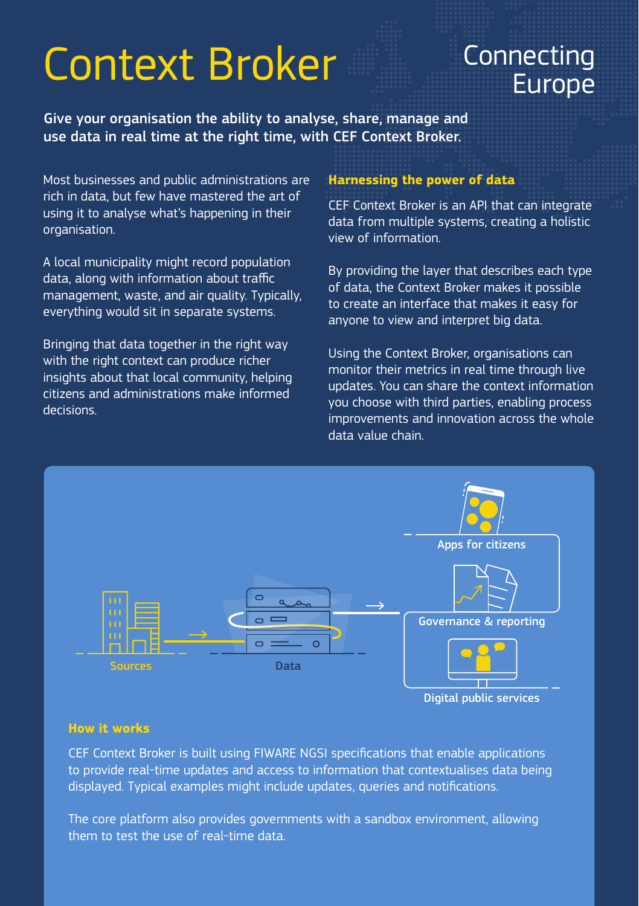# Context Broker

Connecting Europe

**Give your organisation the ability to analyse, share, manage and use data in real time at the right time, with CEF Context Broker.**

Most businesses and public administrations are rich in data, but few have mastered the art of using it to analyse what's happening in their organisation.

A local municipality might record population data, along with information about traffic management, waste, and air quality. Typically, everything would sit in separate systems.

Bringing that data together in the right way with the right context can produce richer insights about that local community, helping citizens and administrations make informed decisions.

## Harnessing the power of data

CEF Context Broker is an API that can integrate data from multiple systems, creating a holistic view of information.

By providing the layer that describes each type of data, the Context Broker makes it possible to create an interface that makes it easy for anyone to view and interpret big data.

Using the Context Broker, organisations can monitor their metrics in real time through live updates. You can share the context information you choose with third parties, enabling process improvements and innovation across the whole data value chain.

Sources → Data → Apps for citizens / Governance & reporting / Digital public services

## How it works

CEF Context Broker is built using FIWARE NGSI specifications that enable applications to provide real-time updates and access to information that contextualises data being displayed. Typical examples might include updates, queries and notifications.

The core platform also provides governments with a sandbox environment, allowing them to test the use of real-time data.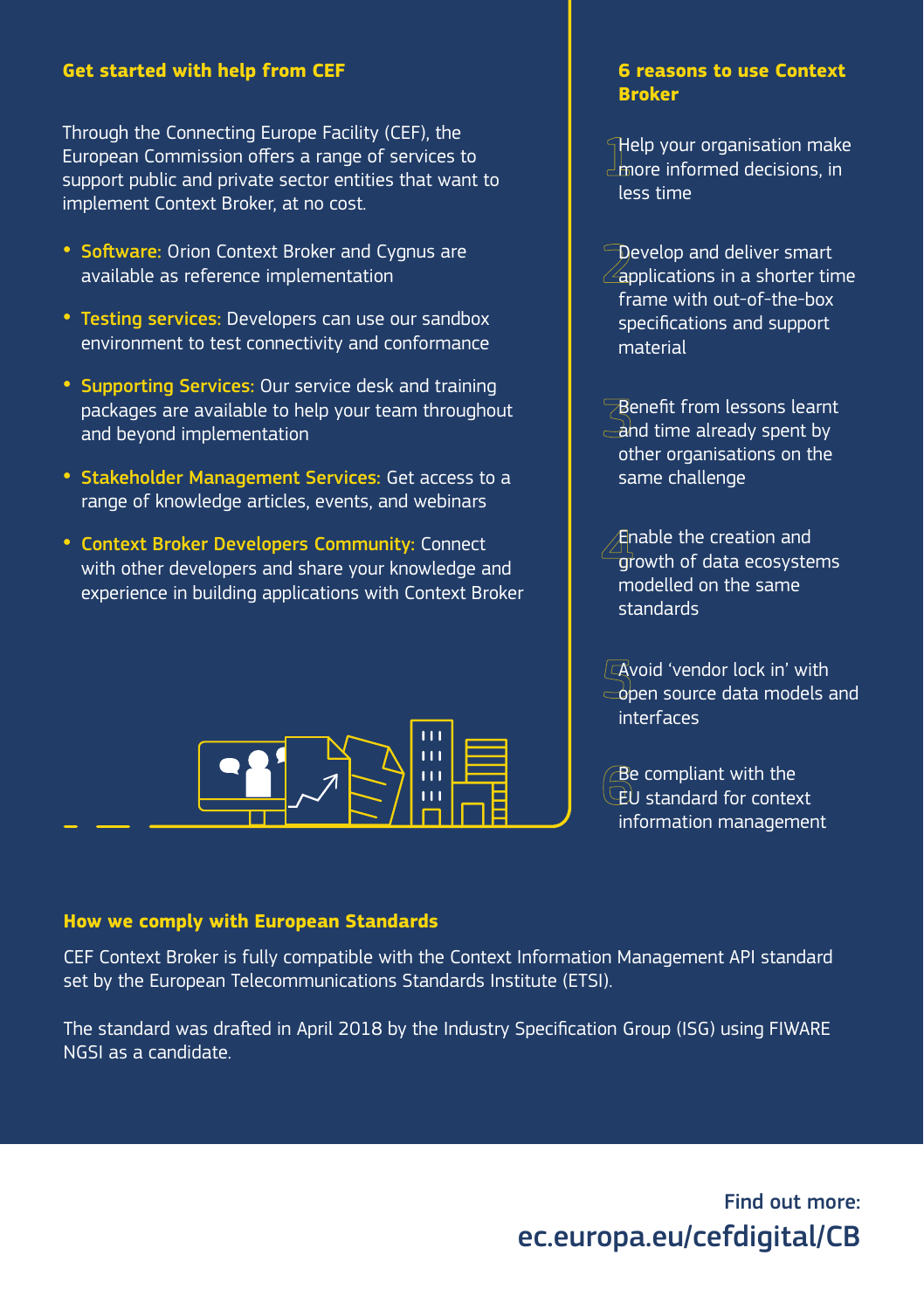## Get started with help from CEF

Through the Connecting Europe Facility (CEF), the European Commission offers a range of services to support public and private sector entities that want to implement Context Broker, at no cost.

- **Software:** Orion Context Broker and Cygnus are available as reference implementation
- **Testing services:** Developers can use our sandbox environment to test connectivity and conformance
- **Supporting Services:** Our service desk and training packages are available to help your team throughout and beyond implementation
- **Stakeholder Management Services:** Get access to a range of knowledge articles, events, and webinars
- **Context Broker Developers Community:** Connect with other developers and share your knowledge and experience in building applications with Context Broker

## 6 reasons to use Context Broker

1. Help your organisation make more informed decisions, in less time
2. Develop and deliver smart applications in a shorter time frame with out-of-the-box specifications and support material
3. Benefit from lessons learnt and time already spent by other organisations on the same challenge
4. Enable the creation and growth of data ecosystems modelled on the same standards
5. Avoid 'vendor lock in' with open source data models and interfaces
6. Be compliant with the EU standard for context information management

## How we comply with European Standards

CEF Context Broker is fully compatible with the Context Information Management API standard set by the European Telecommunications Standards Institute (ETSI).

The standard was drafted in April 2018 by the Industry Specification Group (ISG) using FIWARE NGSI as a candidate.

Find out more:

**ec.europa.eu/cefdigital/CB**